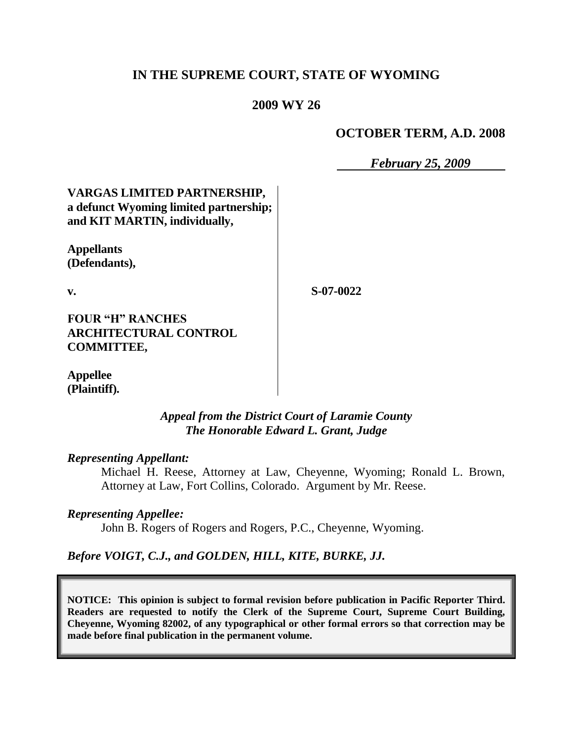# IN THE SUPREME COURT, STATE OF WYOMING

## 2009 WY 26

**OCTOBER TERM, A.D. 2008**

*February 25, 2009*

**VARGAS LIMITED PARTNERSHIP, a defunct Wyoming limited partnership; and KIT MARTIN, individually,**

**Appellants (Defendants),**

**v.**

**S-07-0022**

**FOUR "H" RANCHES ARCHITECTURAL CONTROL COMMITTEE,**

**Appellee (Plaintiff).**

*Appeal from the District Court of Laramie County*
*The Honorable Edward L. Grant, Judge*

*Representing Appellant:*

Michael H. Reese, Attorney at Law, Cheyenne, Wyoming; Ronald L. Brown, Attorney at Law, Fort Collins, Colorado. Argument by Mr. Reese.

*Representing Appellee:*

John B. Rogers of Rogers and Rogers, P.C., Cheyenne, Wyoming.

*Before VOIGT, C.J., and GOLDEN, HILL, KITE, BURKE, JJ.*

**NOTICE: This opinion is subject to formal revision before publication in Pacific Reporter Third. Readers are requested to notify the Clerk of the Supreme Court, Supreme Court Building, Cheyenne, Wyoming 82002, of any typographical or other formal errors so that correction may be made before final publication in the permanent volume.**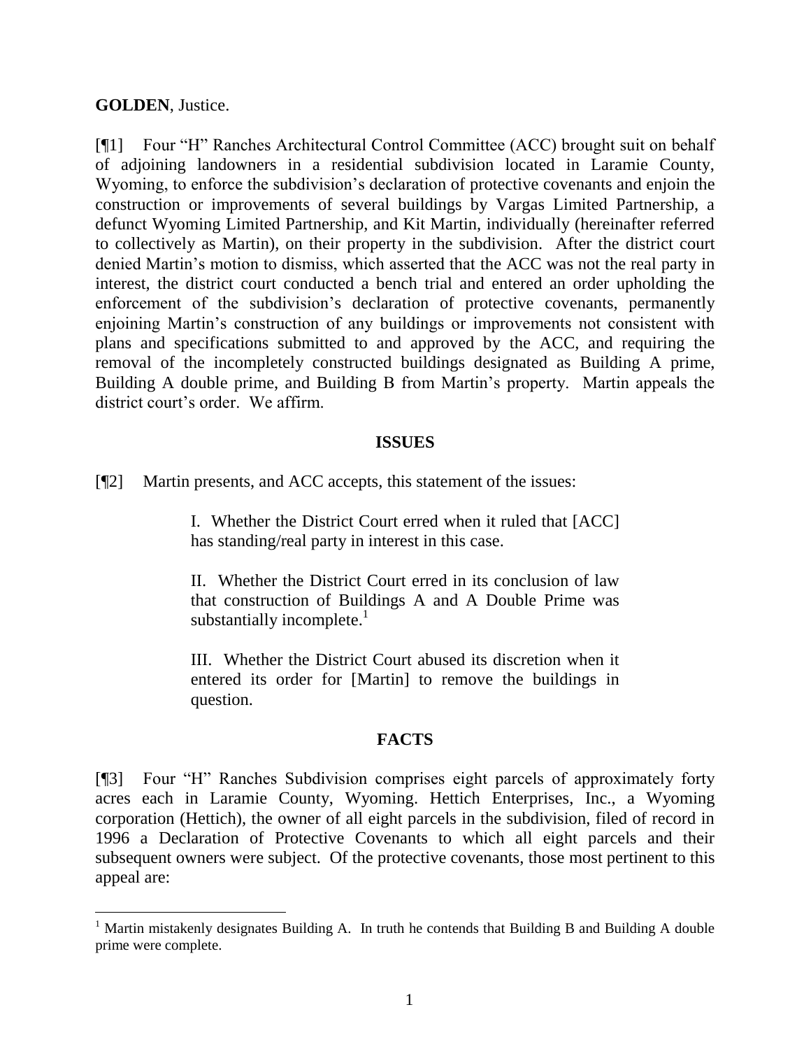**GOLDEN**, Justice.

[¶1] Four "H" Ranches Architectural Control Committee (ACC) brought suit on behalf of adjoining landowners in a residential subdivision located in Laramie County, Wyoming, to enforce the subdivision's declaration of protective covenants and enjoin the construction or improvements of several buildings by Vargas Limited Partnership, a defunct Wyoming Limited Partnership, and Kit Martin, individually (hereinafter referred to collectively as Martin), on their property in the subdivision. After the district court denied Martin's motion to dismiss, which asserted that the ACC was not the real party in interest, the district court conducted a bench trial and entered an order upholding the enforcement of the subdivision's declaration of protective covenants, permanently enjoining Martin's construction of any buildings or improvements not consistent with plans and specifications submitted to and approved by the ACC, and requiring the removal of the incompletely constructed buildings designated as Building A prime, Building A double prime, and Building B from Martin's property. Martin appeals the district court's order. We affirm.

## ISSUES

[¶2] Martin presents, and ACC accepts, this statement of the issues:

> I. Whether the District Court erred when it ruled that [ACC] has standing/real party in interest in this case.
>
> II. Whether the District Court erred in its conclusion of law that construction of Buildings A and A Double Prime was substantially incomplete.[1]
>
> III. Whether the District Court abused its discretion when it entered its order for [Martin] to remove the buildings in question.

## FACTS

[¶3] Four "H" Ranches Subdivision comprises eight parcels of approximately forty acres each in Laramie County, Wyoming. Hettich Enterprises, Inc., a Wyoming corporation (Hettich), the owner of all eight parcels in the subdivision, filed of record in 1996 a Declaration of Protective Covenants to which all eight parcels and their subsequent owners were subject. Of the protective covenants, those most pertinent to this appeal are:

---

[1] Martin mistakenly designates Building A. In truth he contends that Building B and Building A double prime were complete.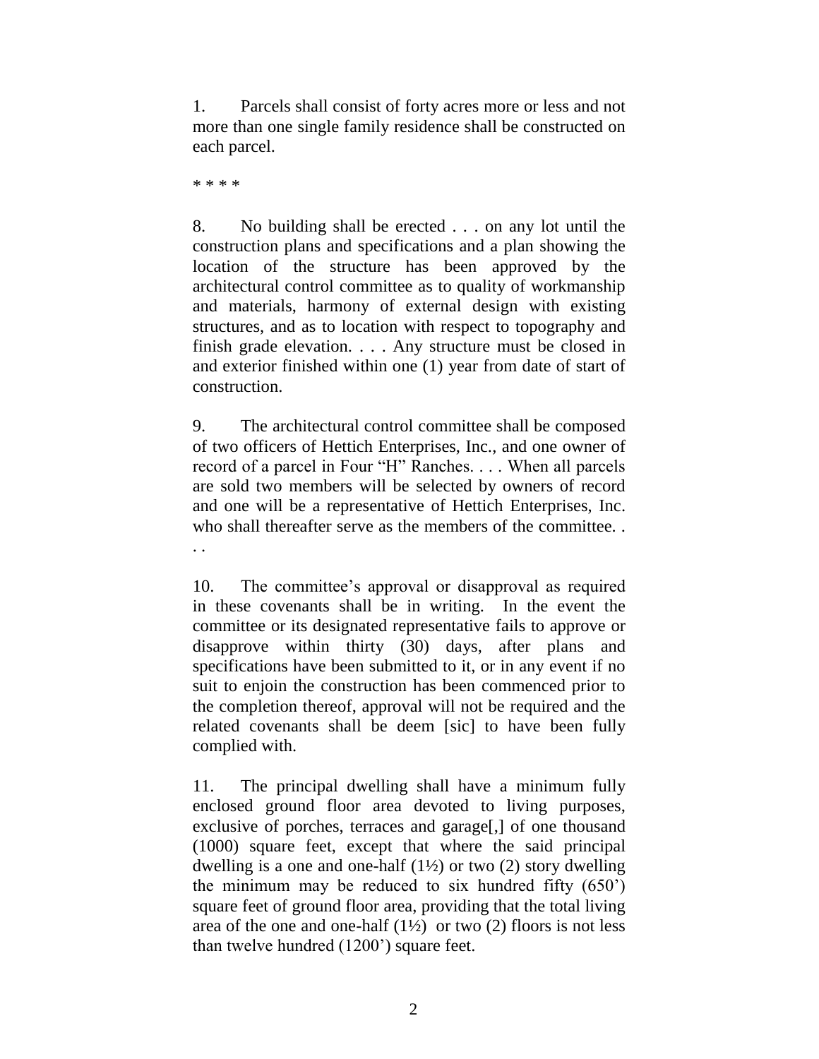1. Parcels shall consist of forty acres more or less and not more than one single family residence shall be constructed on each parcel.

* * * *

8. No building shall be erected . . . on any lot until the construction plans and specifications and a plan showing the location of the structure has been approved by the architectural control committee as to quality of workmanship and materials, harmony of external design with existing structures, and as to location with respect to topography and finish grade elevation. . . . Any structure must be closed in and exterior finished within one (1) year from date of start of construction.

9. The architectural control committee shall be composed of two officers of Hettich Enterprises, Inc., and one owner of record of a parcel in Four "H" Ranches. . . . When all parcels are sold two members will be selected by owners of record and one will be a representative of Hettich Enterprises, Inc. who shall thereafter serve as the members of the committee. . . .

10. The committee's approval or disapproval as required in these covenants shall be in writing. In the event the committee or its designated representative fails to approve or disapprove within thirty (30) days, after plans and specifications have been submitted to it, or in any event if no suit to enjoin the construction has been commenced prior to the completion thereof, approval will not be required and the related covenants shall be deem [sic] to have been fully complied with.

11. The principal dwelling shall have a minimum fully enclosed ground floor area devoted to living purposes, exclusive of porches, terraces and garage[,] of one thousand (1000) square feet, except that where the said principal dwelling is a one and one-half (1½) or two (2) story dwelling the minimum may be reduced to six hundred fifty (650') square feet of ground floor area, providing that the total living area of the one and one-half (1½) or two (2) floors is not less than twelve hundred (1200') square feet.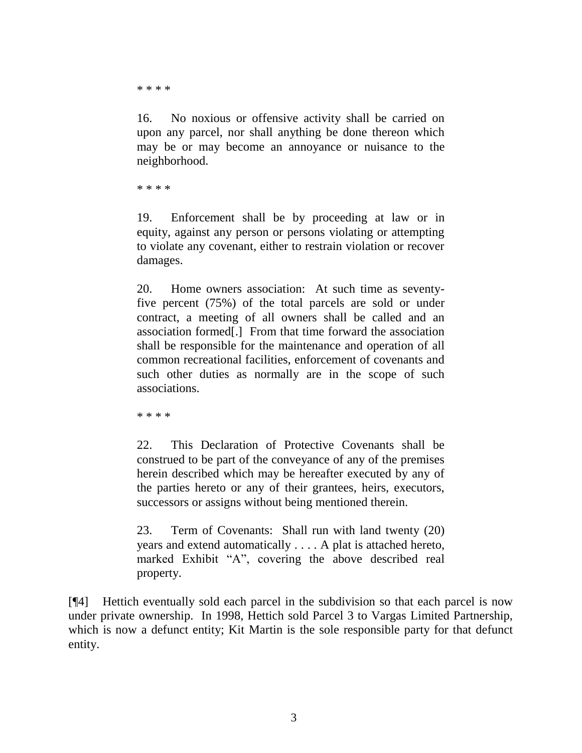> \* \* \* \*
>
> 16. No noxious or offensive activity shall be carried on upon any parcel, nor shall anything be done thereon which may be or may become an annoyance or nuisance to the neighborhood.
>
> \* \* \* \*
>
> 19. Enforcement shall be by proceeding at law or in equity, against any person or persons violating or attempting to violate any covenant, either to restrain violation or recover damages.
>
> 20. Home owners association: At such time as seventy-five percent (75%) of the total parcels are sold or under contract, a meeting of all owners shall be called and an association formed[.] From that time forward the association shall be responsible for the maintenance and operation of all common recreational facilities, enforcement of covenants and such other duties as normally are in the scope of such associations.
>
> \* \* \* \*
>
> 22. This Declaration of Protective Covenants shall be construed to be part of the conveyance of any of the premises herein described which may be hereafter executed by any of the parties hereto or any of their grantees, heirs, executors, successors or assigns without being mentioned therein.
>
> 23. Term of Covenants: Shall run with land twenty (20) years and extend automatically . . . . A plat is attached hereto, marked Exhibit "A", covering the above described real property.

[¶4] Hettich eventually sold each parcel in the subdivision so that each parcel is now under private ownership. In 1998, Hettich sold Parcel 3 to Vargas Limited Partnership, which is now a defunct entity; Kit Martin is the sole responsible party for that defunct entity.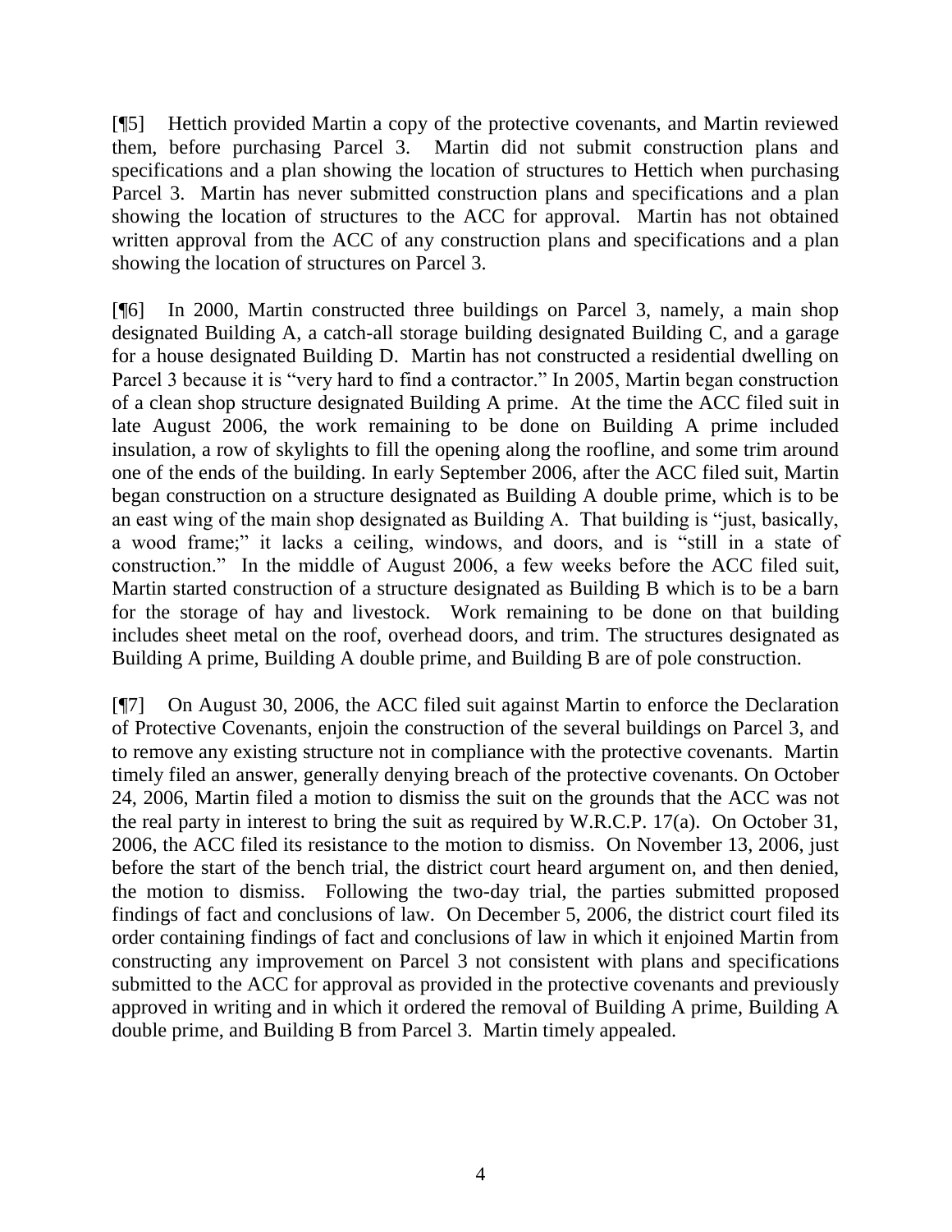[¶5] Hettich provided Martin a copy of the protective covenants, and Martin reviewed them, before purchasing Parcel 3. Martin did not submit construction plans and specifications and a plan showing the location of structures to Hettich when purchasing Parcel 3. Martin has never submitted construction plans and specifications and a plan showing the location of structures to the ACC for approval. Martin has not obtained written approval from the ACC of any construction plans and specifications and a plan showing the location of structures on Parcel 3.

[¶6] In 2000, Martin constructed three buildings on Parcel 3, namely, a main shop designated Building A, a catch-all storage building designated Building C, and a garage for a house designated Building D. Martin has not constructed a residential dwelling on Parcel 3 because it is "very hard to find a contractor." In 2005, Martin began construction of a clean shop structure designated Building A prime. At the time the ACC filed suit in late August 2006, the work remaining to be done on Building A prime included insulation, a row of skylights to fill the opening along the roofline, and some trim around one of the ends of the building. In early September 2006, after the ACC filed suit, Martin began construction on a structure designated as Building A double prime, which is to be an east wing of the main shop designated as Building A. That building is "just, basically, a wood frame;" it lacks a ceiling, windows, and doors, and is "still in a state of construction." In the middle of August 2006, a few weeks before the ACC filed suit, Martin started construction of a structure designated as Building B which is to be a barn for the storage of hay and livestock. Work remaining to be done on that building includes sheet metal on the roof, overhead doors, and trim. The structures designated as Building A prime, Building A double prime, and Building B are of pole construction.

[¶7] On August 30, 2006, the ACC filed suit against Martin to enforce the Declaration of Protective Covenants, enjoin the construction of the several buildings on Parcel 3, and to remove any existing structure not in compliance with the protective covenants. Martin timely filed an answer, generally denying breach of the protective covenants. On October 24, 2006, Martin filed a motion to dismiss the suit on the grounds that the ACC was not the real party in interest to bring the suit as required by W.R.C.P. 17(a). On October 31, 2006, the ACC filed its resistance to the motion to dismiss. On November 13, 2006, just before the start of the bench trial, the district court heard argument on, and then denied, the motion to dismiss. Following the two-day trial, the parties submitted proposed findings of fact and conclusions of law. On December 5, 2006, the district court filed its order containing findings of fact and conclusions of law in which it enjoined Martin from constructing any improvement on Parcel 3 not consistent with plans and specifications submitted to the ACC for approval as provided in the protective covenants and previously approved in writing and in which it ordered the removal of Building A prime, Building A double prime, and Building B from Parcel 3. Martin timely appealed.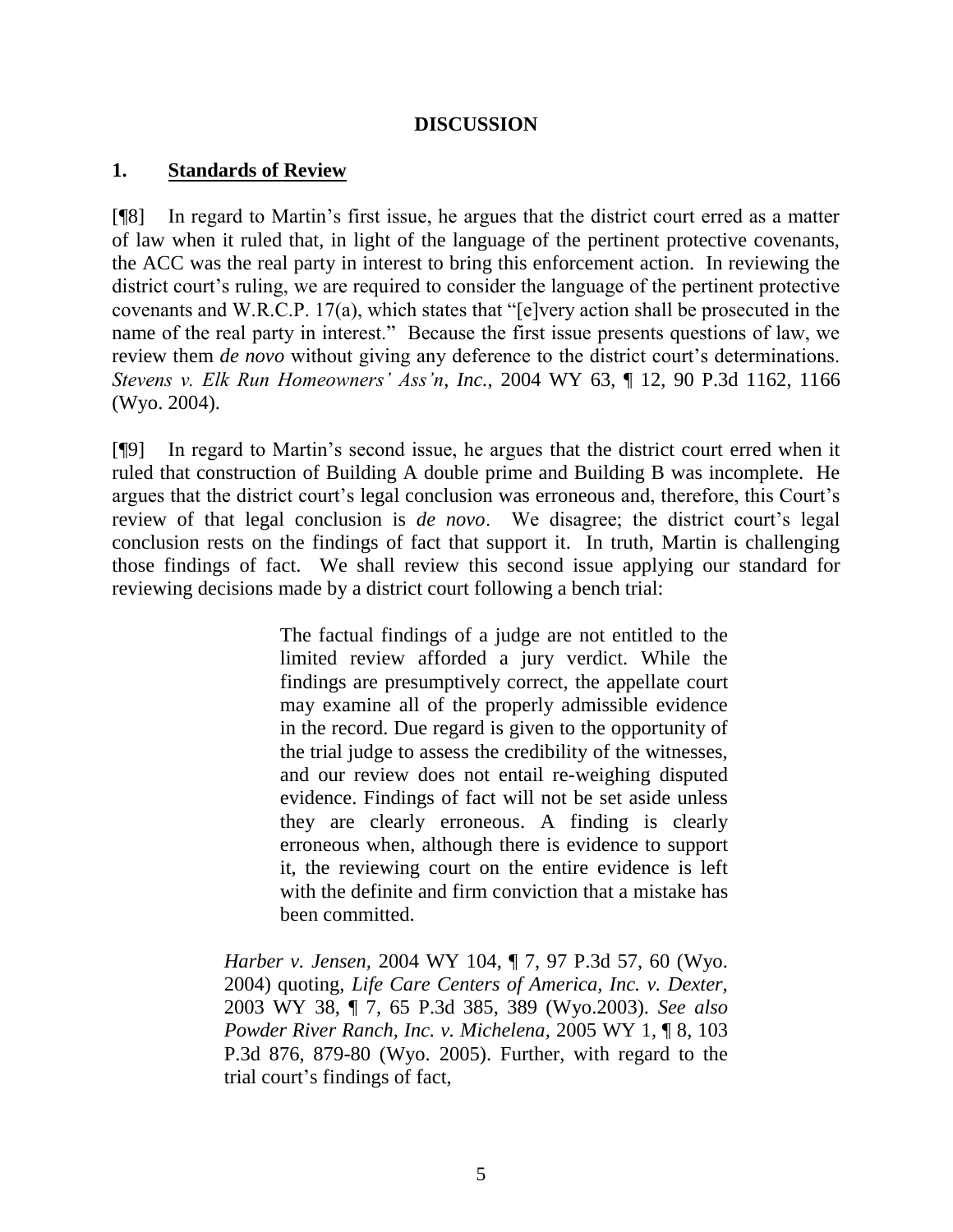## DISCUSSION

### 1. **Standards of Review**

[¶8] In regard to Martin's first issue, he argues that the district court erred as a matter of law when it ruled that, in light of the language of the pertinent protective covenants, the ACC was the real party in interest to bring this enforcement action. In reviewing the district court's ruling, we are required to consider the language of the pertinent protective covenants and W.R.C.P. 17(a), which states that "[e]very action shall be prosecuted in the name of the real party in interest." Because the first issue presents questions of law, we review them *de novo* without giving any deference to the district court's determinations. *Stevens v. Elk Run Homeowners' Ass'n, Inc.*, 2004 WY 63, ¶ 12, 90 P.3d 1162, 1166 (Wyo. 2004).

[¶9] In regard to Martin's second issue, he argues that the district court erred when it ruled that construction of Building A double prime and Building B was incomplete. He argues that the district court's legal conclusion was erroneous and, therefore, this Court's review of that legal conclusion is *de novo*. We disagree; the district court's legal conclusion rests on the findings of fact that support it. In truth, Martin is challenging those findings of fact. We shall review this second issue applying our standard for reviewing decisions made by a district court following a bench trial:

> The factual findings of a judge are not entitled to the limited review afforded a jury verdict. While the findings are presumptively correct, the appellate court may examine all of the properly admissible evidence in the record. Due regard is given to the opportunity of the trial judge to assess the credibility of the witnesses, and our review does not entail re-weighing disputed evidence. Findings of fact will not be set aside unless they are clearly erroneous. A finding is clearly erroneous when, although there is evidence to support it, the reviewing court on the entire evidence is left with the definite and firm conviction that a mistake has been committed.

*Harber v. Jensen*, 2004 WY 104, ¶ 7, 97 P.3d 57, 60 (Wyo. 2004) quoting, *Life Care Centers of America, Inc. v. Dexter*, 2003 WY 38, ¶ 7, 65 P.3d 385, 389 (Wyo.2003). *See also Powder River Ranch, Inc. v. Michelena*, 2005 WY 1, ¶ 8, 103 P.3d 876, 879-80 (Wyo. 2005). Further, with regard to the trial court's findings of fact,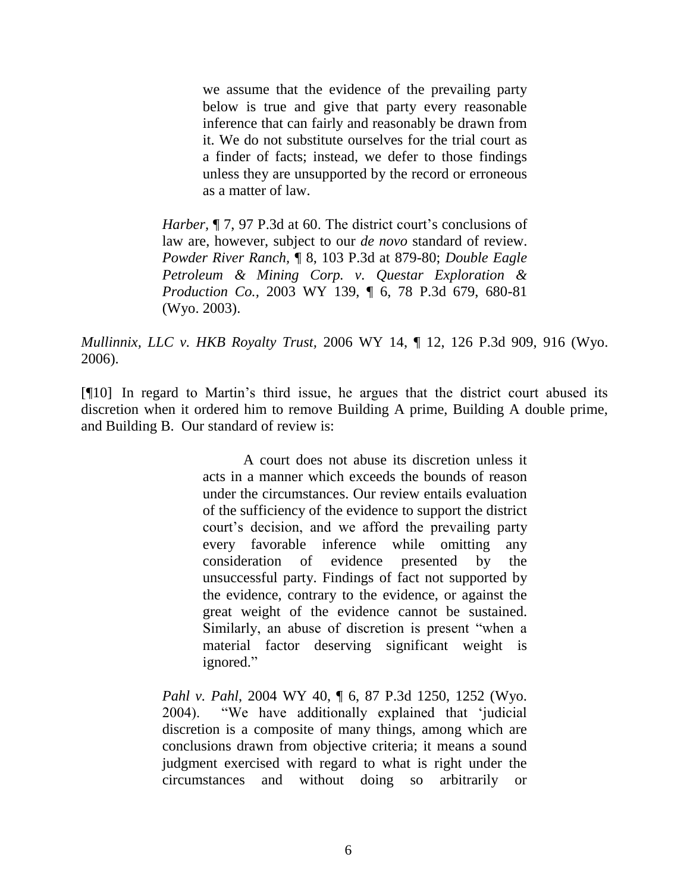> we assume that the evidence of the prevailing party below is true and give that party every reasonable inference that can fairly and reasonably be drawn from it. We do not substitute ourselves for the trial court as a finder of facts; instead, we defer to those findings unless they are unsupported by the record or erroneous as a matter of law.
>
> *Harber*, ¶ 7, 97 P.3d at 60. The district court's conclusions of law are, however, subject to our *de novo* standard of review. *Powder River Ranch*, ¶ 8, 103 P.3d at 879-80; *Double Eagle Petroleum & Mining Corp. v. Questar Exploration & Production Co.*, 2003 WY 139, ¶ 6, 78 P.3d 679, 680-81 (Wyo. 2003).

*Mullinnix, LLC v. HKB Royalty Trust*, 2006 WY 14, ¶ 12, 126 P.3d 909, 916 (Wyo. 2006).

[¶10] In regard to Martin's third issue, he argues that the district court abused its discretion when it ordered him to remove Building A prime, Building A double prime, and Building B. Our standard of review is:

> A court does not abuse its discretion unless it acts in a manner which exceeds the bounds of reason under the circumstances. Our review entails evaluation of the sufficiency of the evidence to support the district court's decision, and we afford the prevailing party every favorable inference while omitting any consideration of evidence presented by the unsuccessful party. Findings of fact not supported by the evidence, contrary to the evidence, or against the great weight of the evidence cannot be sustained. Similarly, an abuse of discretion is present "when a material factor deserving significant weight is ignored."
>
> *Pahl v. Pahl*, 2004 WY 40, ¶ 6, 87 P.3d 1250, 1252 (Wyo. 2004). "We have additionally explained that 'judicial discretion is a composite of many things, among which are conclusions drawn from objective criteria; it means a sound judgment exercised with regard to what is right under the circumstances and without doing so arbitrarily or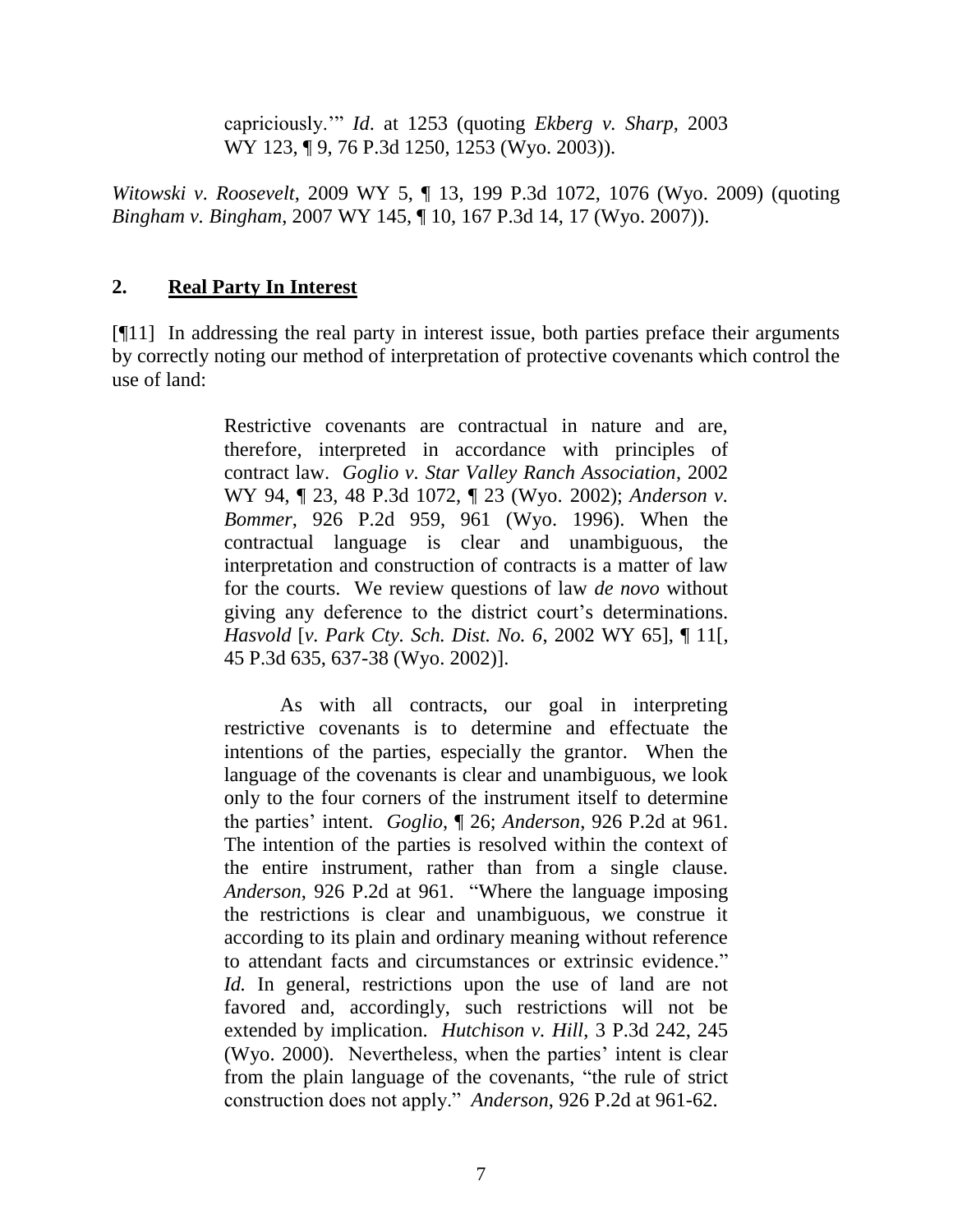capriciously.'" *Id*. at 1253 (quoting *Ekberg v. Sharp*, 2003 WY 123, ¶ 9, 76 P.3d 1250, 1253 (Wyo. 2003)).

*Witowski v. Roosevelt*, 2009 WY 5, ¶ 13, 199 P.3d 1072, 1076 (Wyo. 2009) (quoting *Bingham v. Bingham*, 2007 WY 145, ¶ 10, 167 P.3d 14, 17 (Wyo. 2007)).

## 2. Real Party In Interest

[¶11] In addressing the real party in interest issue, both parties preface their arguments by correctly noting our method of interpretation of protective covenants which control the use of land:

> Restrictive covenants are contractual in nature and are, therefore, interpreted in accordance with principles of contract law. *Goglio v. Star Valley Ranch Association*, 2002 WY 94, ¶ 23, 48 P.3d 1072, ¶ 23 (Wyo. 2002); *Anderson v. Bommer*, 926 P.2d 959, 961 (Wyo. 1996). When the contractual language is clear and unambiguous, the interpretation and construction of contracts is a matter of law for the courts. We review questions of law *de novo* without giving any deference to the district court's determinations. *Hasvold* [*v. Park Cty. Sch. Dist. No. 6*, 2002 WY 65], ¶ 11[, 45 P.3d 635, 637-38 (Wyo. 2002)].
>
> As with all contracts, our goal in interpreting restrictive covenants is to determine and effectuate the intentions of the parties, especially the grantor. When the language of the covenants is clear and unambiguous, we look only to the four corners of the instrument itself to determine the parties' intent. *Goglio*, ¶ 26; *Anderson*, 926 P.2d at 961. The intention of the parties is resolved within the context of the entire instrument, rather than from a single clause. *Anderson*, 926 P.2d at 961. "Where the language imposing the restrictions is clear and unambiguous, we construe it according to its plain and ordinary meaning without reference to attendant facts and circumstances or extrinsic evidence." *Id.* In general, restrictions upon the use of land are not favored and, accordingly, such restrictions will not be extended by implication. *Hutchison v. Hill*, 3 P.3d 242, 245 (Wyo. 2000). Nevertheless, when the parties' intent is clear from the plain language of the covenants, "the rule of strict construction does not apply." *Anderson*, 926 P.2d at 961-62.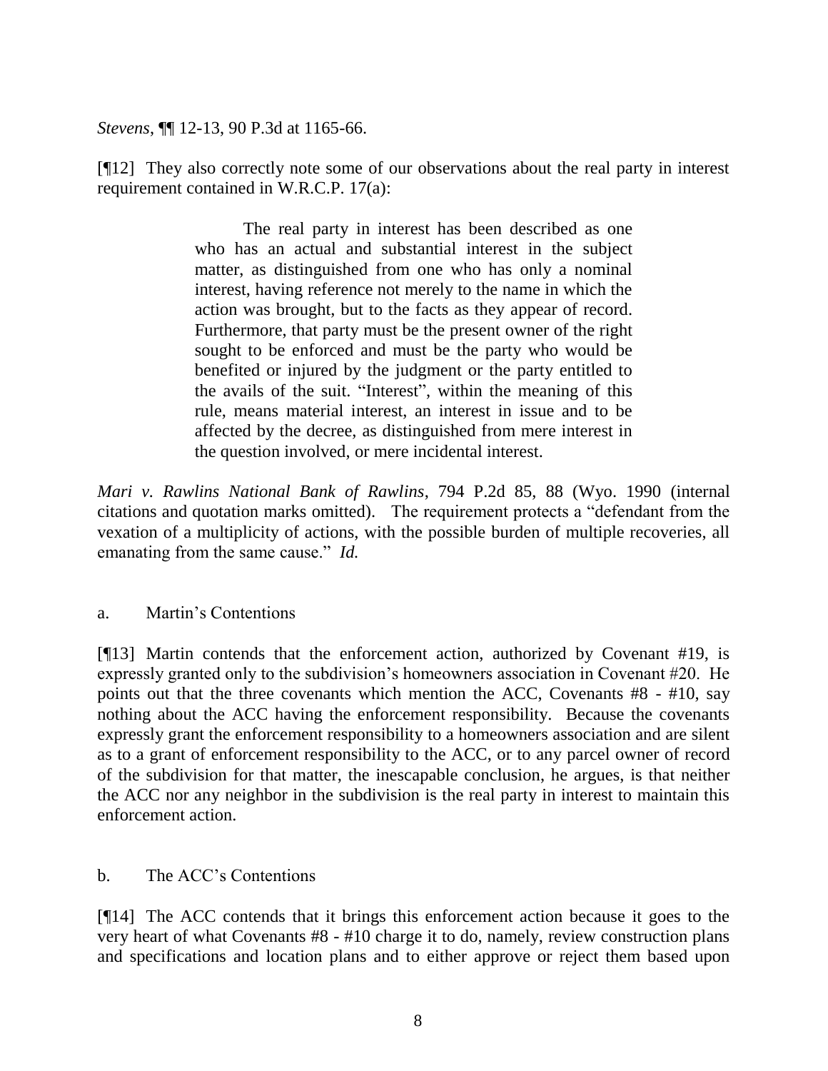*Stevens*, ¶¶ 12-13, 90 P.3d at 1165-66.

[¶12] They also correctly note some of our observations about the real party in interest requirement contained in W.R.C.P. 17(a):

> The real party in interest has been described as one who has an actual and substantial interest in the subject matter, as distinguished from one who has only a nominal interest, having reference not merely to the name in which the action was brought, but to the facts as they appear of record. Furthermore, that party must be the present owner of the right sought to be enforced and must be the party who would be benefited or injured by the judgment or the party entitled to the avails of the suit. "Interest", within the meaning of this rule, means material interest, an interest in issue and to be affected by the decree, as distinguished from mere interest in the question involved, or mere incidental interest.

*Mari v. Rawlins National Bank of Rawlins*, 794 P.2d 85, 88 (Wyo. 1990 (internal citations and quotation marks omitted). The requirement protects a "defendant from the vexation of a multiplicity of actions, with the possible burden of multiple recoveries, all emanating from the same cause." *Id.*

a. Martin's Contentions

[¶13] Martin contends that the enforcement action, authorized by Covenant #19, is expressly granted only to the subdivision's homeowners association in Covenant #20. He points out that the three covenants which mention the ACC, Covenants #8 - #10, say nothing about the ACC having the enforcement responsibility. Because the covenants expressly grant the enforcement responsibility to a homeowners association and are silent as to a grant of enforcement responsibility to the ACC, or to any parcel owner of record of the subdivision for that matter, the inescapable conclusion, he argues, is that neither the ACC nor any neighbor in the subdivision is the real party in interest to maintain this enforcement action.

b. The ACC's Contentions

[¶14] The ACC contends that it brings this enforcement action because it goes to the very heart of what Covenants #8 - #10 charge it to do, namely, review construction plans and specifications and location plans and to either approve or reject them based upon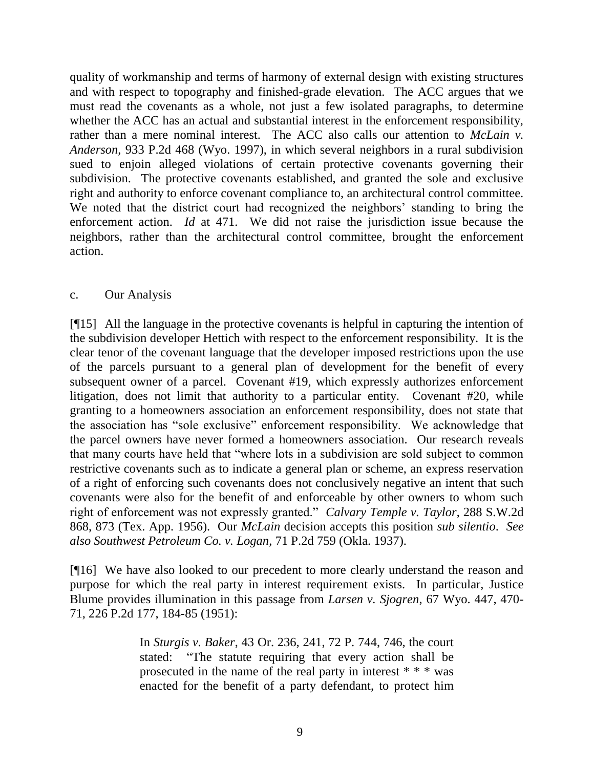quality of workmanship and terms of harmony of external design with existing structures and with respect to topography and finished-grade elevation. The ACC argues that we must read the covenants as a whole, not just a few isolated paragraphs, to determine whether the ACC has an actual and substantial interest in the enforcement responsibility, rather than a mere nominal interest. The ACC also calls our attention to *McLain v. Anderson*, 933 P.2d 468 (Wyo. 1997), in which several neighbors in a rural subdivision sued to enjoin alleged violations of certain protective covenants governing their subdivision. The protective covenants established, and granted the sole and exclusive right and authority to enforce covenant compliance to, an architectural control committee. We noted that the district court had recognized the neighbors' standing to bring the enforcement action. *Id* at 471. We did not raise the jurisdiction issue because the neighbors, rather than the architectural control committee, brought the enforcement action.

c. Our Analysis

[¶15] All the language in the protective covenants is helpful in capturing the intention of the subdivision developer Hettich with respect to the enforcement responsibility. It is the clear tenor of the covenant language that the developer imposed restrictions upon the use of the parcels pursuant to a general plan of development for the benefit of every subsequent owner of a parcel. Covenant #19, which expressly authorizes enforcement litigation, does not limit that authority to a particular entity. Covenant #20, while granting to a homeowners association an enforcement responsibility, does not state that the association has "sole exclusive" enforcement responsibility. We acknowledge that the parcel owners have never formed a homeowners association. Our research reveals that many courts have held that "where lots in a subdivision are sold subject to common restrictive covenants such as to indicate a general plan or scheme, an express reservation of a right of enforcing such covenants does not conclusively negative an intent that such covenants were also for the benefit of and enforceable by other owners to whom such right of enforcement was not expressly granted." *Calvary Temple v. Taylor*, 288 S.W.2d 868, 873 (Tex. App. 1956). Our *McLain* decision accepts this position *sub silentio*. *See also Southwest Petroleum Co. v. Logan*, 71 P.2d 759 (Okla. 1937).

[¶16] We have also looked to our precedent to more clearly understand the reason and purpose for which the real party in interest requirement exists. In particular, Justice Blume provides illumination in this passage from *Larsen v. Sjogren*, 67 Wyo. 447, 470-71, 226 P.2d 177, 184-85 (1951):

> In *Sturgis v. Baker*, 43 Or. 236, 241, 72 P. 744, 746, the court stated: "The statute requiring that every action shall be prosecuted in the name of the real party in interest * * * was enacted for the benefit of a party defendant, to protect him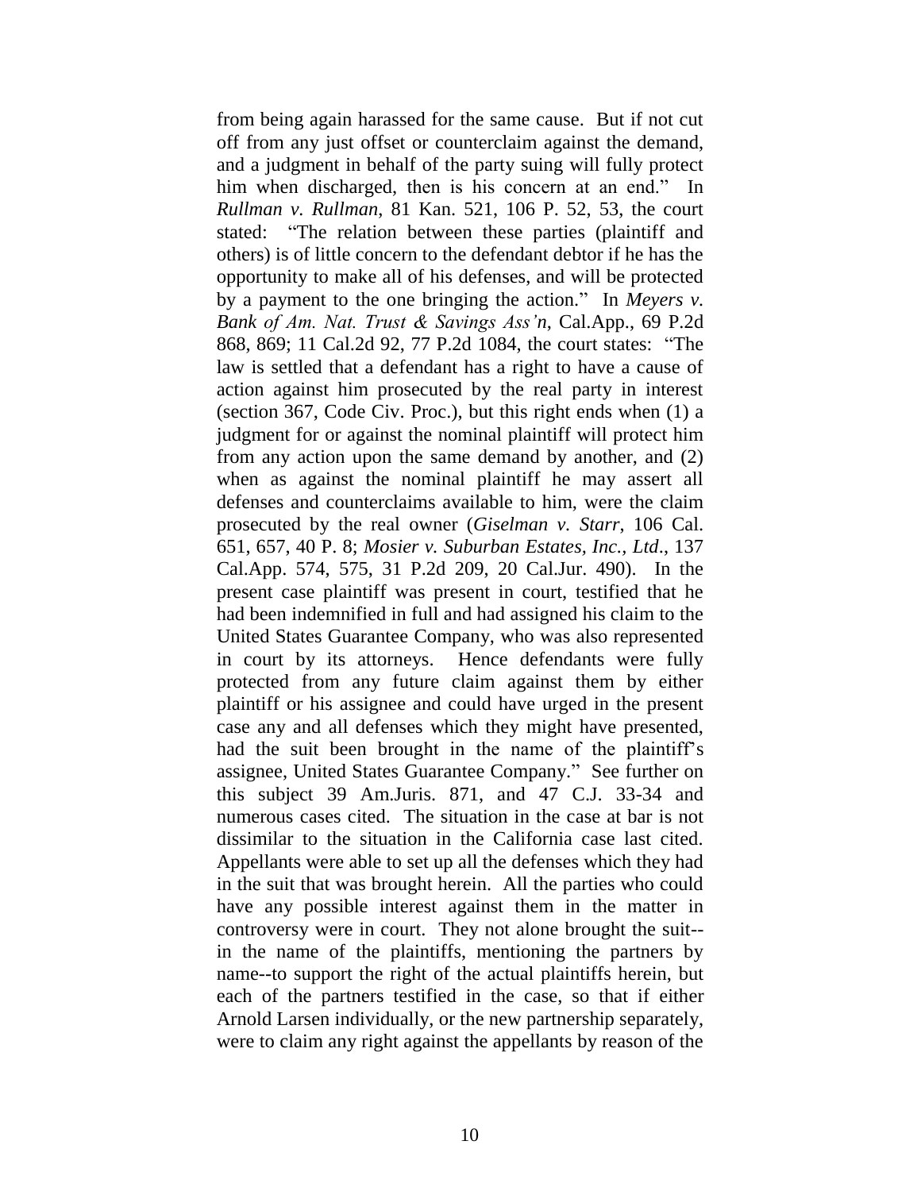from being again harassed for the same cause. But if not cut off from any just offset or counterclaim against the demand, and a judgment in behalf of the party suing will fully protect him when discharged, then is his concern at an end." In *Rullman v. Rullman*, 81 Kan. 521, 106 P. 52, 53, the court stated: "The relation between these parties (plaintiff and others) is of little concern to the defendant debtor if he has the opportunity to make all of his defenses, and will be protected by a payment to the one bringing the action." In *Meyers v. Bank of Am. Nat. Trust & Savings Ass'n*, Cal.App., 69 P.2d 868, 869; 11 Cal.2d 92, 77 P.2d 1084, the court states: "The law is settled that a defendant has a right to have a cause of action against him prosecuted by the real party in interest (section 367, Code Civ. Proc.), but this right ends when (1) a judgment for or against the nominal plaintiff will protect him from any action upon the same demand by another, and (2) when as against the nominal plaintiff he may assert all defenses and counterclaims available to him, were the claim prosecuted by the real owner (*Giselman v. Starr*, 106 Cal. 651, 657, 40 P. 8; *Mosier v. Suburban Estates, Inc., Ltd*., 137 Cal.App. 574, 575, 31 P.2d 209, 20 Cal.Jur. 490). In the present case plaintiff was present in court, testified that he had been indemnified in full and had assigned his claim to the United States Guarantee Company, who was also represented in court by its attorneys. Hence defendants were fully protected from any future claim against them by either plaintiff or his assignee and could have urged in the present case any and all defenses which they might have presented, had the suit been brought in the name of the plaintiff's assignee, United States Guarantee Company." See further on this subject 39 Am.Juris. 871, and 47 C.J. 33-34 and numerous cases cited. The situation in the case at bar is not dissimilar to the situation in the California case last cited. Appellants were able to set up all the defenses which they had in the suit that was brought herein. All the parties who could have any possible interest against them in the matter in controversy were in court. They not alone brought the suit--in the name of the plaintiffs, mentioning the partners by name--to support the right of the actual plaintiffs herein, but each of the partners testified in the case, so that if either Arnold Larsen individually, or the new partnership separately, were to claim any right against the appellants by reason of the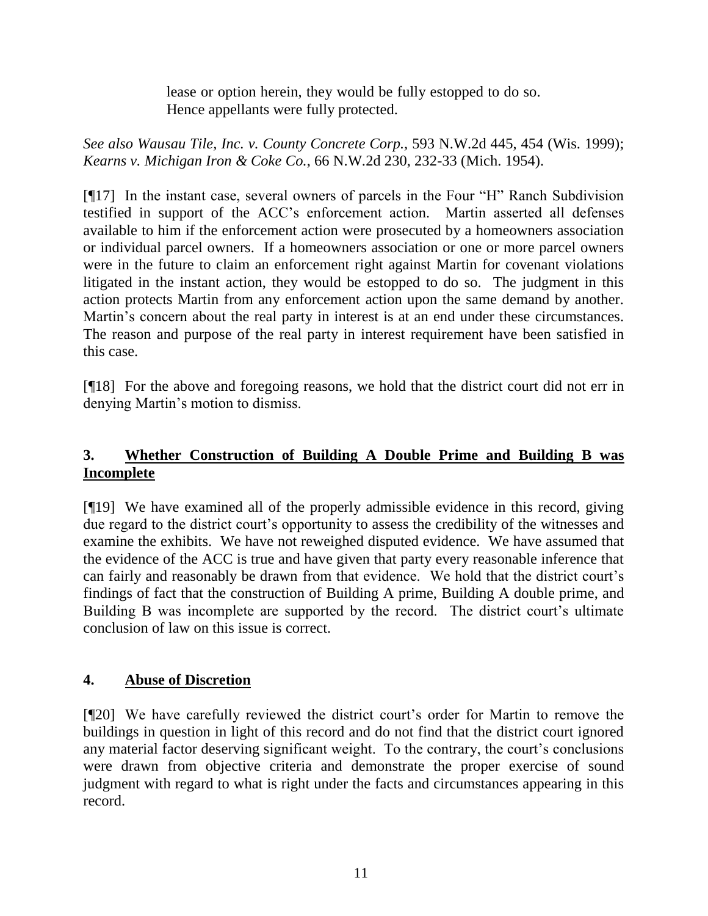> lease or option herein, they would be fully estopped to do so. Hence appellants were fully protected.

*See also Wausau Tile, Inc. v. County Concrete Corp.*, 593 N.W.2d 445, 454 (Wis. 1999); *Kearns v. Michigan Iron & Coke Co.*, 66 N.W.2d 230, 232-33 (Mich. 1954).

[¶17] In the instant case, several owners of parcels in the Four "H" Ranch Subdivision testified in support of the ACC's enforcement action. Martin asserted all defenses available to him if the enforcement action were prosecuted by a homeowners association or individual parcel owners. If a homeowners association or one or more parcel owners were in the future to claim an enforcement right against Martin for covenant violations litigated in the instant action, they would be estopped to do so. The judgment in this action protects Martin from any enforcement action upon the same demand by another. Martin's concern about the real party in interest is at an end under these circumstances. The reason and purpose of the real party in interest requirement have been satisfied in this case.

[¶18] For the above and foregoing reasons, we hold that the district court did not err in denying Martin's motion to dismiss.

## 3. Whether Construction of Building A Double Prime and Building B was Incomplete

[¶19] We have examined all of the properly admissible evidence in this record, giving due regard to the district court's opportunity to assess the credibility of the witnesses and examine the exhibits. We have not reweighed disputed evidence. We have assumed that the evidence of the ACC is true and have given that party every reasonable inference that can fairly and reasonably be drawn from that evidence. We hold that the district court's findings of fact that the construction of Building A prime, Building A double prime, and Building B was incomplete are supported by the record. The district court's ultimate conclusion of law on this issue is correct.

## 4. Abuse of Discretion

[¶20] We have carefully reviewed the district court's order for Martin to remove the buildings in question in light of this record and do not find that the district court ignored any material factor deserving significant weight. To the contrary, the court's conclusions were drawn from objective criteria and demonstrate the proper exercise of sound judgment with regard to what is right under the facts and circumstances appearing in this record.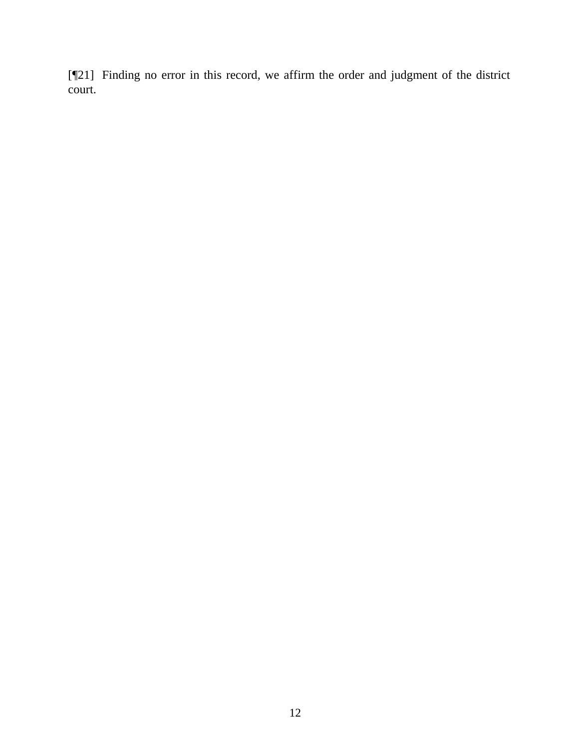[¶21] Finding no error in this record, we affirm the order and judgment of the district court.